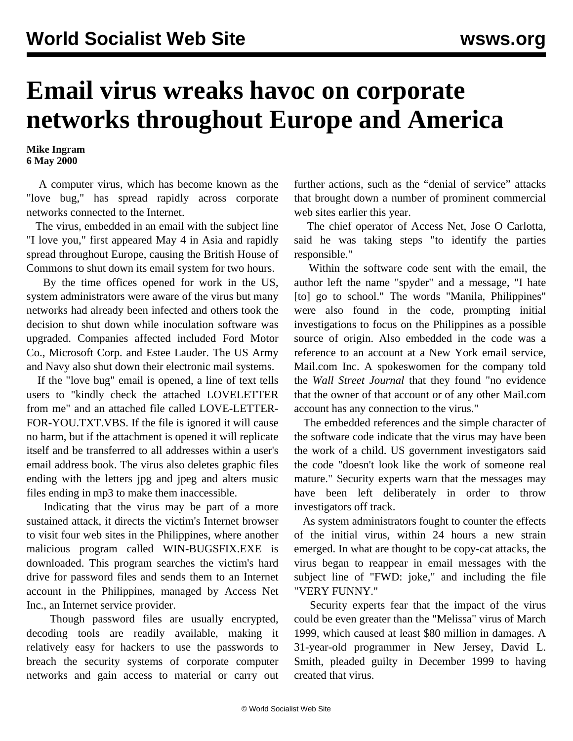# Email virus wreaks havoc on corporate networks throughout Europe and America

**Mike Ingram**
**6 May 2000**

A computer virus, which has become known as the "love bug," has spread rapidly across corporate networks connected to the Internet.

The virus, embedded in an email with the subject line "I love you," first appeared May 4 in Asia and rapidly spread throughout Europe, causing the British House of Commons to shut down its email system for two hours.

By the time offices opened for work in the US, system administrators were aware of the virus but many networks had already been infected and others took the decision to shut down while inoculation software was upgraded. Companies affected included Ford Motor Co., Microsoft Corp. and Estee Lauder. The US Army and Navy also shut down their electronic mail systems.

If the "love bug" email is opened, a line of text tells users to "kindly check the attached LOVELETTER from me" and an attached file called LOVE-LETTER-FOR-YOU.TXT.VBS. If the file is ignored it will cause no harm, but if the attachment is opened it will replicate itself and be transferred to all addresses within a user's email address book. The virus also deletes graphic files ending with the letters jpg and jpeg and alters music files ending in mp3 to make them inaccessible.

Indicating that the virus may be part of a more sustained attack, it directs the victim's Internet browser to visit four web sites in the Philippines, where another malicious program called WIN-BUGSFIX.EXE is downloaded. This program searches the victim's hard drive for password files and sends them to an Internet account in the Philippines, managed by Access Net Inc., an Internet service provider.

Though password files are usually encrypted, decoding tools are readily available, making it relatively easy for hackers to use the passwords to breach the security systems of corporate computer networks and gain access to material or carry out further actions, such as the "denial of service" attacks that brought down a number of prominent commercial web sites earlier this year.

The chief operator of Access Net, Jose O Carlotta, said he was taking steps "to identify the parties responsible."

Within the software code sent with the email, the author left the name "spyder" and a message, "I hate [to] go to school." The words "Manila, Philippines" were also found in the code, prompting initial investigations to focus on the Philippines as a possible source of origin. Also embedded in the code was a reference to an account at a New York email service, Mail.com Inc. A spokeswomen for the company told the *Wall Street Journal* that they found "no evidence that the owner of that account or of any other Mail.com account has any connection to the virus."

The embedded references and the simple character of the software code indicate that the virus may have been the work of a child. US government investigators said the code "doesn't look like the work of someone real mature." Security experts warn that the messages may have been left deliberately in order to throw investigators off track.

As system administrators fought to counter the effects of the initial virus, within 24 hours a new strain emerged. In what are thought to be copy-cat attacks, the virus began to reappear in email messages with the subject line of "FWD: joke," and including the file "VERY FUNNY."

Security experts fear that the impact of the virus could be even greater than the "Melissa" virus of March 1999, which caused at least $80 million in damages. A 31-year-old programmer in New Jersey, David L. Smith, pleaded guilty in December 1999 to having created that virus.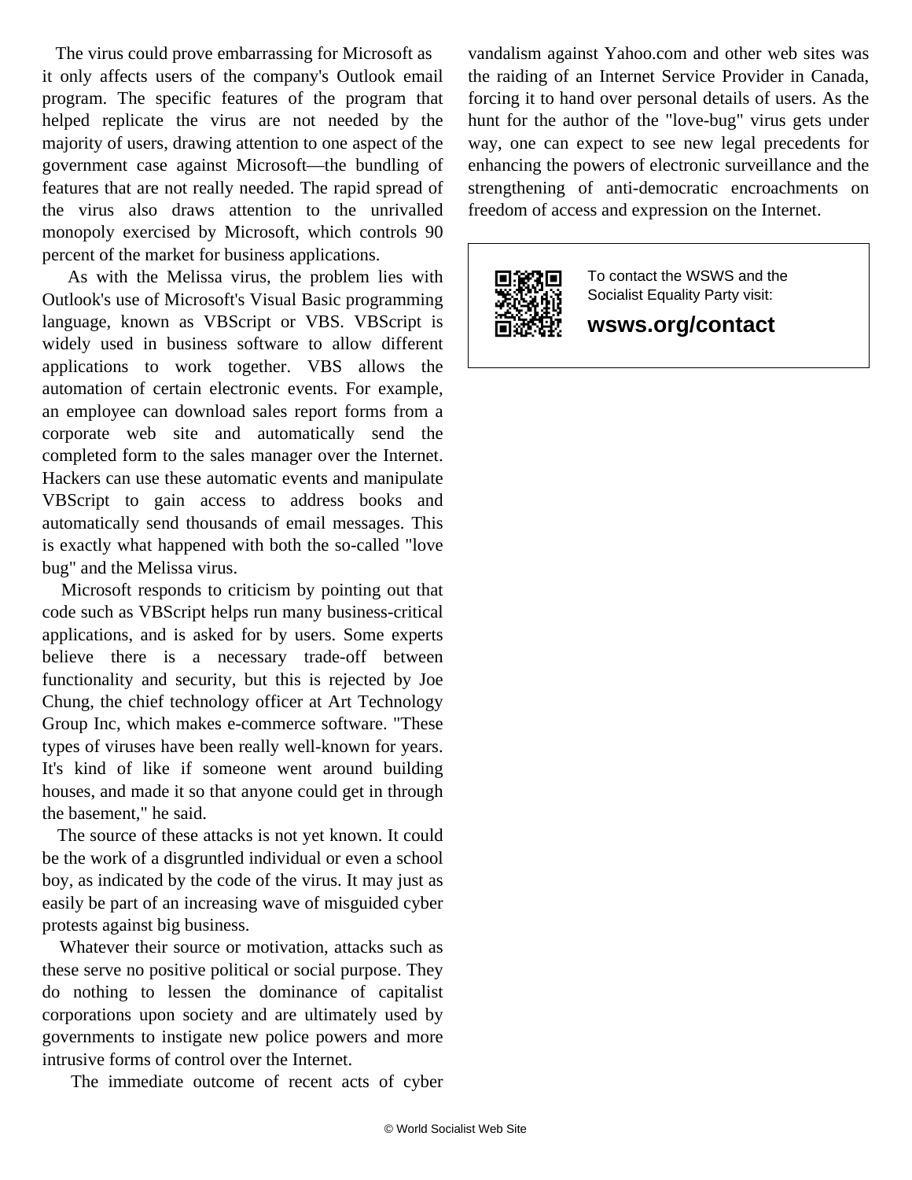The virus could prove embarrassing for Microsoft as it only affects users of the company's Outlook email program. The specific features of the program that helped replicate the virus are not needed by the majority of users, drawing attention to one aspect of the government case against Microsoft—the bundling of features that are not really needed. The rapid spread of the virus also draws attention to the unrivalled monopoly exercised by Microsoft, which controls 90 percent of the market for business applications.

As with the Melissa virus, the problem lies with Outlook's use of Microsoft's Visual Basic programming language, known as VBScript or VBS. VBScript is widely used in business software to allow different applications to work together. VBS allows the automation of certain electronic events. For example, an employee can download sales report forms from a corporate web site and automatically send the completed form to the sales manager over the Internet. Hackers can use these automatic events and manipulate VBScript to gain access to address books and automatically send thousands of email messages. This is exactly what happened with both the so-called "love bug" and the Melissa virus.

Microsoft responds to criticism by pointing out that code such as VBScript helps run many business-critical applications, and is asked for by users. Some experts believe there is a necessary trade-off between functionality and security, but this is rejected by Joe Chung, the chief technology officer at Art Technology Group Inc, which makes e-commerce software. "These types of viruses have been really well-known for years. It's kind of like if someone went around building houses, and made it so that anyone could get in through the basement," he said.

The source of these attacks is not yet known. It could be the work of a disgruntled individual or even a school boy, as indicated by the code of the virus. It may just as easily be part of an increasing wave of misguided cyber protests against big business.

Whatever their source or motivation, attacks such as these serve no positive political or social purpose. They do nothing to lessen the dominance of capitalist corporations upon society and are ultimately used by governments to instigate new police powers and more intrusive forms of control over the Internet.

The immediate outcome of recent acts of cyber vandalism against Yahoo.com and other web sites was the raiding of an Internet Service Provider in Canada, forcing it to hand over personal details of users. As the hunt for the author of the "love-bug" virus gets under way, one can expect to see new legal precedents for enhancing the powers of electronic surveillance and the strengthening of anti-democratic encroachments on freedom of access and expression on the Internet.

To contact the WSWS and the Socialist Equality Party visit:

**wsws.org/contact**